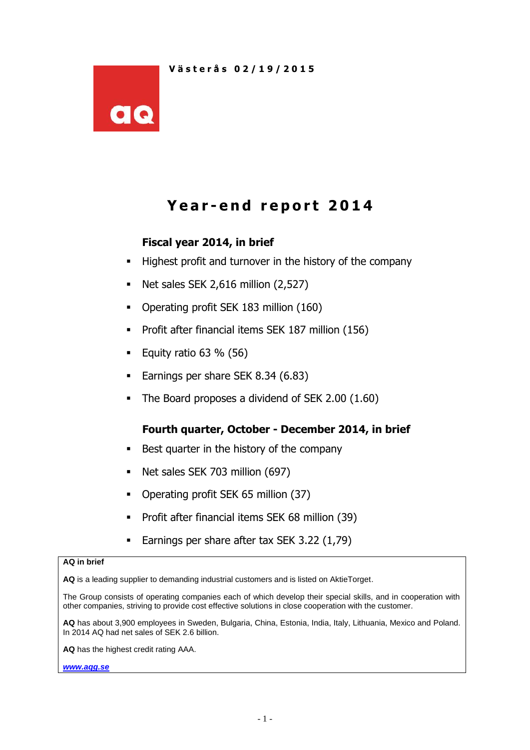**Västerås 02/19/2015**

# Year-end report 2014

### Fiscal year 2014, in brief

- Highest profit and turnover in the history of the company
- Net sales SEK 2,616 million (2,527)
- Operating profit SEK 183 million (160)
- Profit after financial items SEK 187 million (156)
- Equity ratio 63 % (56)
- Earnings per share SEK 8.34 (6.83)
- The Board proposes a dividend of SEK 2.00 (1.60)

### Fourth quarter, October - December 2014, in brief

- Best quarter in the history of the company
- Net sales SEK 703 million (697)
- Operating profit SEK 65 million (37)
- Profit after financial items SEK 68 million (39)
- Earnings per share after tax SEK 3.22 (1,79)

**AQ in brief**

**AQ** is a leading supplier to demanding industrial customers and is listed on AktieTorget.

The Group consists of operating companies each of which develop their special skills, and in cooperation with other companies, striving to provide cost effective solutions in close cooperation with the customer.

**AQ** has about 3,900 employees in Sweden, Bulgaria, China, Estonia, India, Italy, Lithuania, Mexico and Poland. In 2014 AQ had net sales of SEK 2.6 billion.

**AQ** has the highest credit rating AAA.

***www.aqg.se***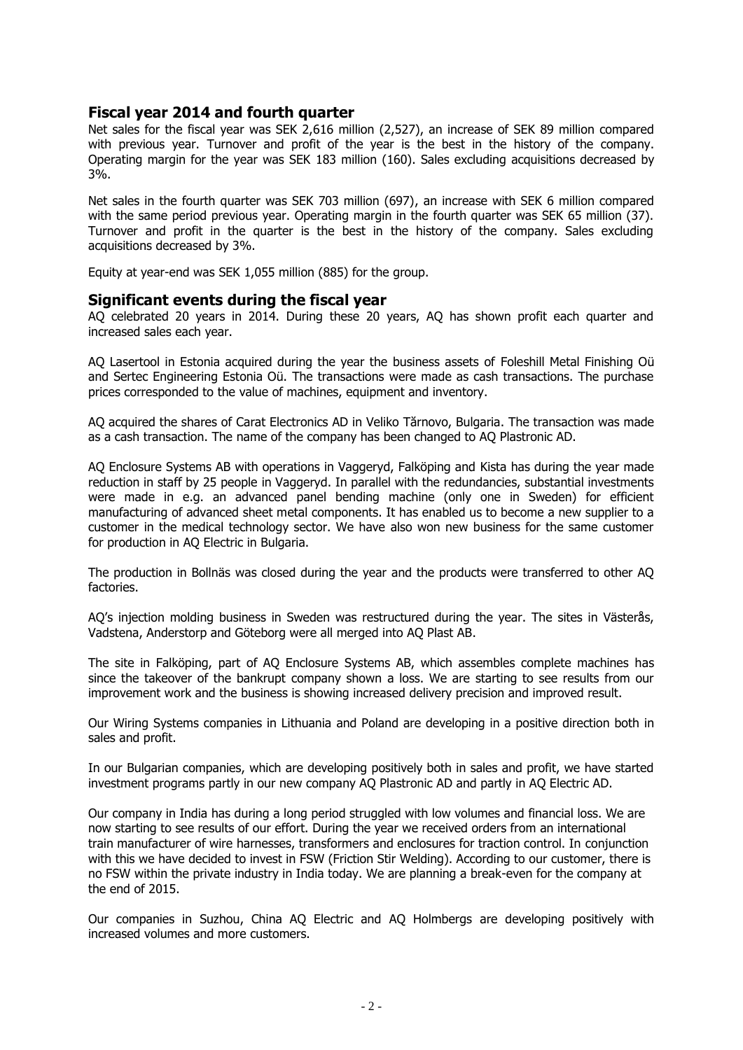## Fiscal year 2014 and fourth quarter

Net sales for the fiscal year was SEK 2,616 million (2,527), an increase of SEK 89 million compared with previous year. Turnover and profit of the year is the best in the history of the company. Operating margin for the year was SEK 183 million (160). Sales excluding acquisitions decreased by 3%.

Net sales in the fourth quarter was SEK 703 million (697), an increase with SEK 6 million compared with the same period previous year. Operating margin in the fourth quarter was SEK 65 million (37). Turnover and profit in the quarter is the best in the history of the company. Sales excluding acquisitions decreased by 3%.

Equity at year-end was SEK 1,055 million (885) for the group.

## Significant events during the fiscal year

AQ celebrated 20 years in 2014. During these 20 years, AQ has shown profit each quarter and increased sales each year.

AQ Lasertool in Estonia acquired during the year the business assets of Foleshill Metal Finishing Oü and Sertec Engineering Estonia Oü. The transactions were made as cash transactions. The purchase prices corresponded to the value of machines, equipment and inventory.

AQ acquired the shares of Carat Electronics AD in Veliko Tărnovo, Bulgaria. The transaction was made as a cash transaction. The name of the company has been changed to AQ Plastronic AD.

AQ Enclosure Systems AB with operations in Vaggeryd, Falköping and Kista has during the year made reduction in staff by 25 people in Vaggeryd. In parallel with the redundancies, substantial investments were made in e.g. an advanced panel bending machine (only one in Sweden) for efficient manufacturing of advanced sheet metal components. It has enabled us to become a new supplier to a customer in the medical technology sector. We have also won new business for the same customer for production in AQ Electric in Bulgaria.

The production in Bollnäs was closed during the year and the products were transferred to other AQ factories.

AQ's injection molding business in Sweden was restructured during the year. The sites in Västerås, Vadstena, Anderstorp and Göteborg were all merged into AQ Plast AB.

The site in Falköping, part of AQ Enclosure Systems AB, which assembles complete machines has since the takeover of the bankrupt company shown a loss. We are starting to see results from our improvement work and the business is showing increased delivery precision and improved result.

Our Wiring Systems companies in Lithuania and Poland are developing in a positive direction both in sales and profit.

In our Bulgarian companies, which are developing positively both in sales and profit, we have started investment programs partly in our new company AQ Plastronic AD and partly in AQ Electric AD.

Our company in India has during a long period struggled with low volumes and financial loss. We are now starting to see results of our effort. During the year we received orders from an international train manufacturer of wire harnesses, transformers and enclosures for traction control. In conjunction with this we have decided to invest in FSW (Friction Stir Welding). According to our customer, there is no FSW within the private industry in India today. We are planning a break-even for the company at the end of 2015.

Our companies in Suzhou, China AQ Electric and AQ Holmbergs are developing positively with increased volumes and more customers.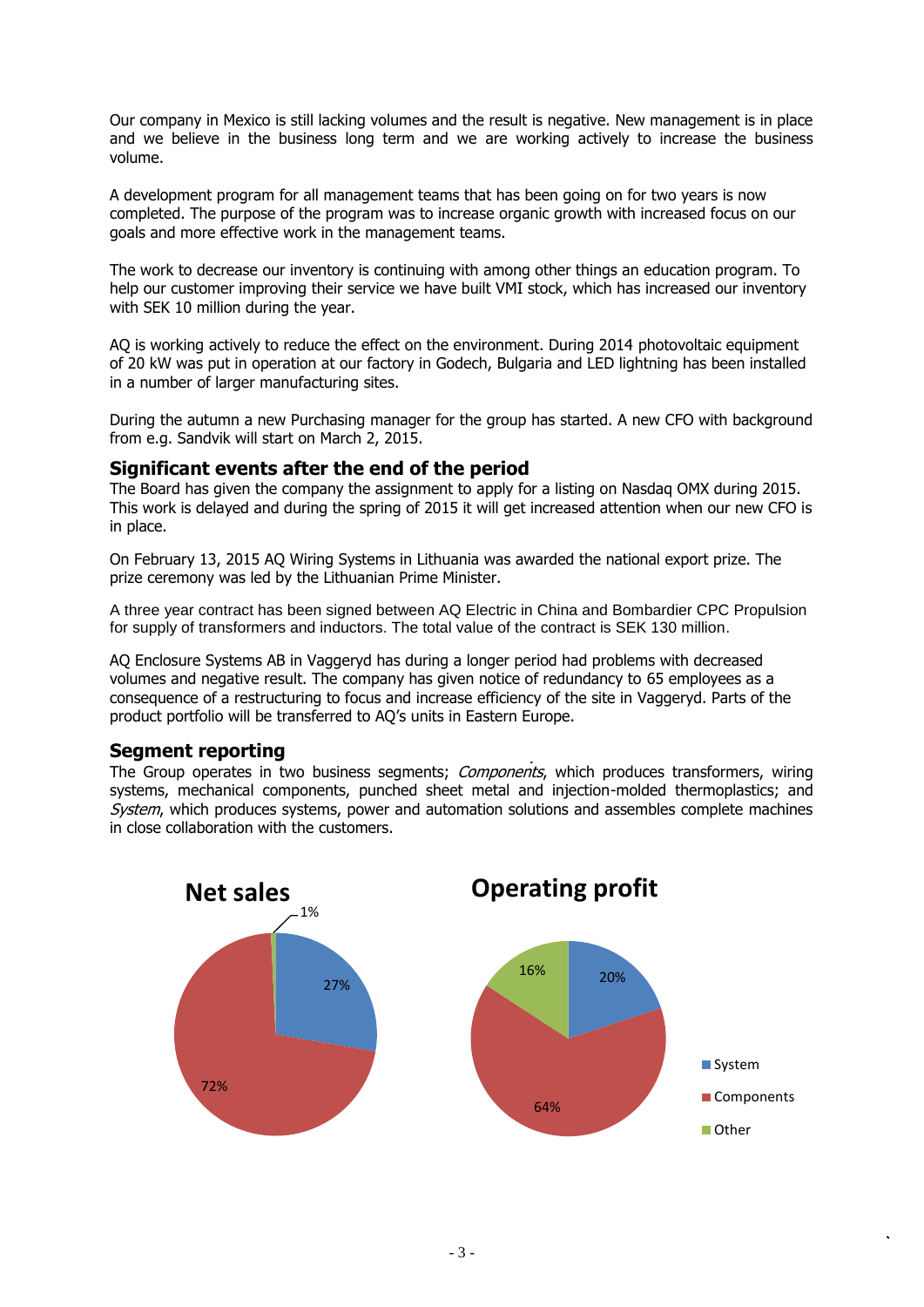Our company in Mexico is still lacking volumes and the result is negative. New management is in place and we believe in the business long term and we are working actively to increase the business volume.

A development program for all management teams that has been going on for two years is now completed. The purpose of the program was to increase organic growth with increased focus on our goals and more effective work in the management teams.

The work to decrease our inventory is continuing with among other things an education program. To help our customer improving their service we have built VMI stock, which has increased our inventory with SEK 10 million during the year.

AQ is working actively to reduce the effect on the environment. During 2014 photovoltaic equipment of 20 kW was put in operation at our factory in Godech, Bulgaria and LED lightning has been installed in a number of larger manufacturing sites.

During the autumn a new Purchasing manager for the group has started. A new CFO with background from e.g. Sandvik will start on March 2, 2015.

## Significant events after the end of the period

The Board has given the company the assignment to apply for a listing on Nasdaq OMX during 2015. This work is delayed and during the spring of 2015 it will get increased attention when our new CFO is in place.

On February 13, 2015 AQ Wiring Systems in Lithuania was awarded the national export prize. The prize ceremony was led by the Lithuanian Prime Minister.

A three year contract has been signed between AQ Electric in China and Bombardier CPC Propulsion for supply of transformers and inductors. The total value of the contract is SEK 130 million.

AQ Enclosure Systems AB in Vaggeryd has during a longer period had problems with decreased volumes and negative result. The company has given notice of redundancy to 65 employees as a consequence of a restructuring to focus and increase efficiency of the site in Vaggeryd. Parts of the product portfolio will be transferred to AQ's units in Eastern Europe.

## Segment reporting

The Group operates in two business segments; *Components*, which produces transformers, wiring systems, mechanical components, punched sheet metal and injection-molded thermoplastics; and *System*, which produces systems, power and automation solutions and assembles complete machines in close collaboration with the customers.

**Net sales**

| Segment | Share |
|---|---|
| System | 27% |
| Components | 72% |
| Other | 1% |

**Operating profit**

| Segment | Share |
|---|---|
| System | 20% |
| Components | 64% |
| Other | 16% |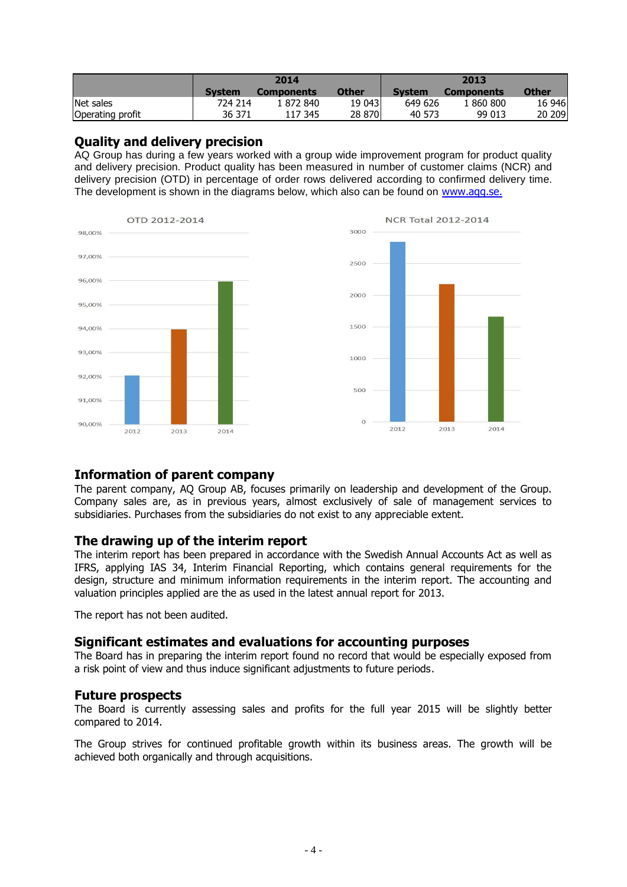| | 2014 | | | 2013 | | |
|---|---|---|---|---|---|---|
| | System | Components | Other | System | Components | Other |
| Net sales | 724 214 | 1 872 840 | 19 043 | 649 626 | 1 860 800 | 16 946 |
| Operating profit | 36 371 | 117 345 | 28 870 | 40 573 | 99 013 | 20 209 |

## Quality and delivery precision

AQ Group has during a few years worked with a group wide improvement program for product quality and delivery precision. Product quality has been measured in number of customer claims (NCR) and delivery precision (OTD) in percentage of order rows delivered according to confirmed delivery time. The development is shown in the diagrams below, which also can be found on www.aqg.se.

OTD 2012-2014

NCR Total 2012-2014

## Information of parent company

The parent company, AQ Group AB, focuses primarily on leadership and development of the Group. Company sales are, as in previous years, almost exclusively of sale of management services to subsidiaries. Purchases from the subsidiaries do not exist to any appreciable extent.

## The drawing up of the interim report

The interim report has been prepared in accordance with the Swedish Annual Accounts Act as well as IFRS, applying IAS 34, Interim Financial Reporting, which contains general requirements for the design, structure and minimum information requirements in the interim report. The accounting and valuation principles applied are the as used in the latest annual report for 2013.

The report has not been audited.

## Significant estimates and evaluations for accounting purposes

The Board has in preparing the interim report found no record that would be especially exposed from a risk point of view and thus induce significant adjustments to future periods.

## Future prospects

The Board is currently assessing sales and profits for the full year 2015 will be slightly better compared to 2014.

The Group strives for continued profitable growth within its business areas. The growth will be achieved both organically and through acquisitions.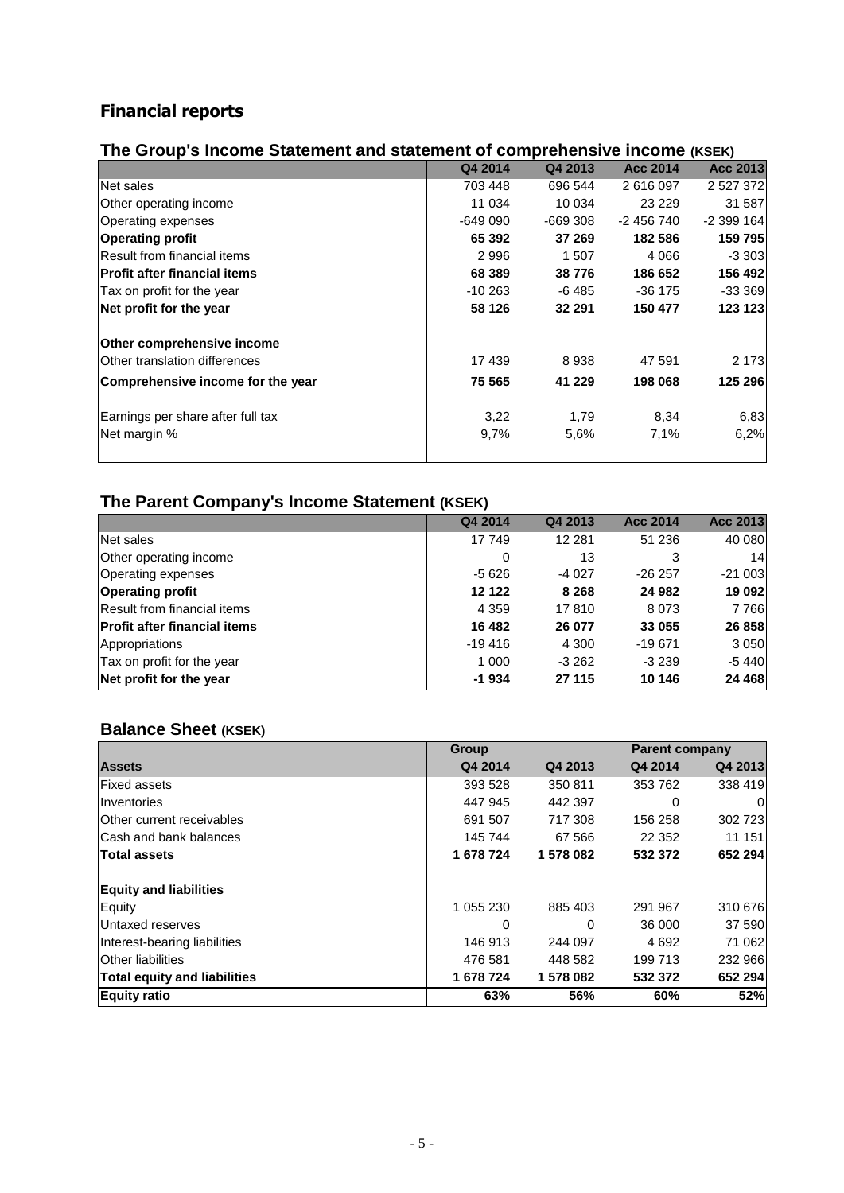# Financial reports

## The Group's Income Statement and statement of comprehensive income (KSEK)

| | Q4 2014 | Q4 2013 | Acc 2014 | Acc 2013 |
|---|---|---|---|---|
| Net sales | 703 448 | 696 544 | 2 616 097 | 2 527 372 |
| Other operating income | 11 034 | 10 034 | 23 229 | 31 587 |
| Operating expenses | -649 090 | -669 308 | -2 456 740 | -2 399 164 |
| **Operating profit** | **65 392** | **37 269** | **182 586** | **159 795** |
| Result from financial items | 2 996 | 1 507 | 4 066 | -3 303 |
| **Profit after financial items** | **68 389** | **38 776** | **186 652** | **156 492** |
| Tax on profit for the year | -10 263 | -6 485 | -36 175 | -33 369 |
| **Net profit for the year** | **58 126** | **32 291** | **150 477** | **123 123** |
| | | | | |
| **Other comprehensive income** | | | | |
| Other translation differences | 17 439 | 8 938 | 47 591 | 2 173 |
| **Comprehensive income for the year** | **75 565** | **41 229** | **198 068** | **125 296** |
| | | | | |
| Earnings per share after full tax | 3,22 | 1,79 | 8,34 | 6,83 |
| Net margin % | 9,7% | 5,6% | 7,1% | 6,2% |

## The Parent Company's Income Statement (KSEK)

| | Q4 2014 | Q4 2013 | Acc 2014 | Acc 2013 |
|---|---|---|---|---|
| Net sales | 17 749 | 12 281 | 51 236 | 40 080 |
| Other operating income | 0 | 13 | 3 | 14 |
| Operating expenses | -5 626 | -4 027 | -26 257 | -21 003 |
| **Operating profit** | **12 122** | **8 268** | **24 982** | **19 092** |
| Result from financial items | 4 359 | 17 810 | 8 073 | 7 766 |
| **Profit after financial items** | **16 482** | **26 077** | **33 055** | **26 858** |
| Appropriations | -19 416 | 4 300 | -19 671 | 3 050 |
| Tax on profit for the year | 1 000 | -3 262 | -3 239 | -5 440 |
| **Net profit for the year** | **-1 934** | **27 115** | **10 146** | **24 468** |

## Balance Sheet (KSEK)

| | Group | | Parent company | |
|---|---|---|---|---|
| **Assets** | Q4 2014 | Q4 2013 | Q4 2014 | Q4 2013 |
| Fixed assets | 393 528 | 350 811 | 353 762 | 338 419 |
| Inventories | 447 945 | 442 397 | 0 | 0 |
| Other current receivables | 691 507 | 717 308 | 156 258 | 302 723 |
| Cash and bank balances | 145 744 | 67 566 | 22 352 | 11 151 |
| **Total assets** | **1 678 724** | **1 578 082** | **532 372** | **652 294** |
| | | | | |
| **Equity and liabilities** | | | | |
| Equity | 1 055 230 | 885 403 | 291 967 | 310 676 |
| Untaxed reserves | 0 | 0 | 36 000 | 37 590 |
| Interest-bearing liabilities | 146 913 | 244 097 | 4 692 | 71 062 |
| Other liabilities | 476 581 | 448 582 | 199 713 | 232 966 |
| **Total equity and liabilities** | **1 678 724** | **1 578 082** | **532 372** | **652 294** |
| **Equity ratio** | **63%** | **56%** | **60%** | **52%** |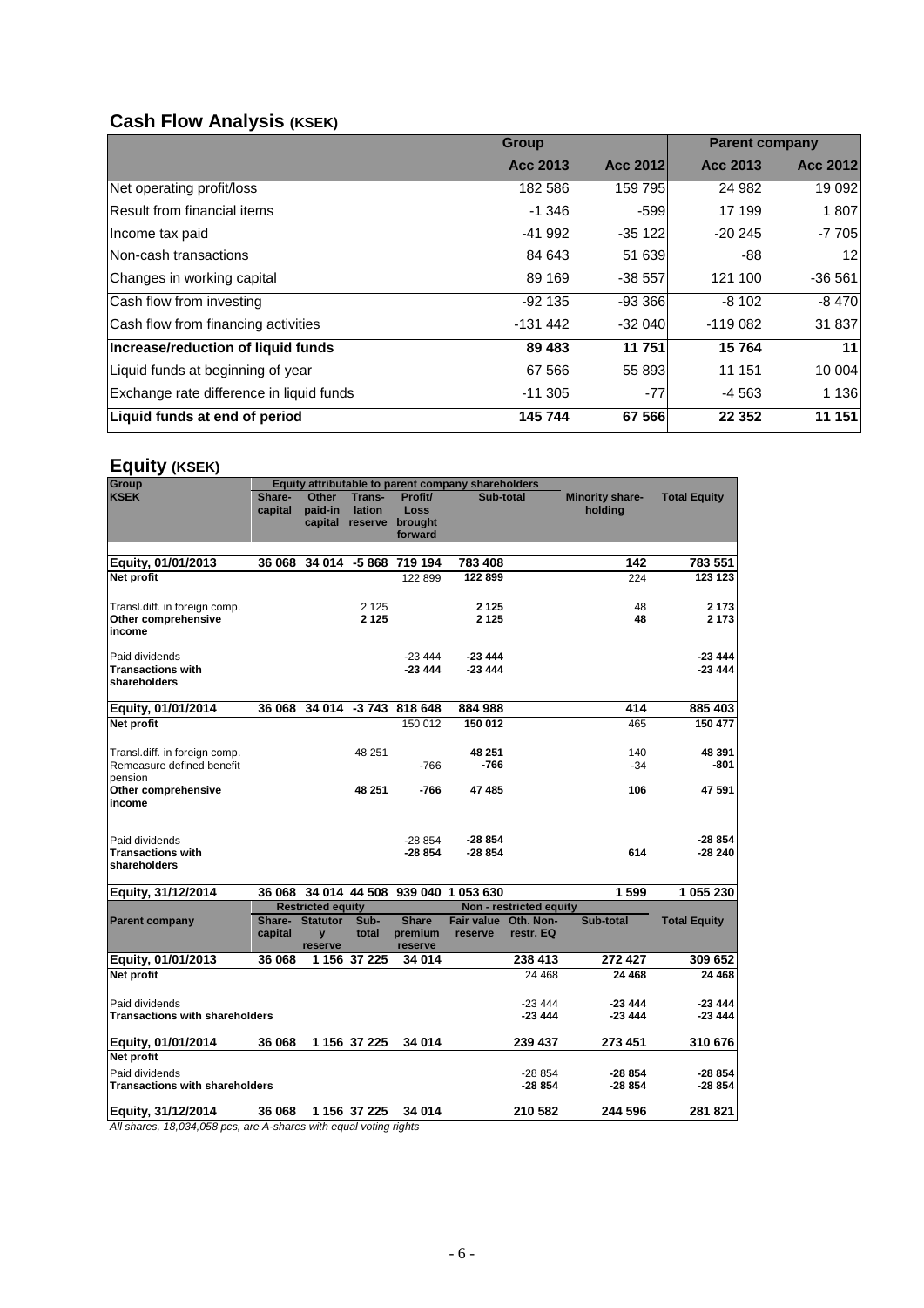## Cash Flow Analysis (KSEK)

| | Group | | Parent company | |
|---|---|---|---|---|
| | Acc 2013 | Acc 2012 | Acc 2013 | Acc 2012 |
| Net operating profit/loss | 182 586 | 159 795 | 24 982 | 19 092 |
| Result from financial items | -1 346 | -599 | 17 199 | 1 807 |
| Income tax paid | -41 992 | -35 122 | -20 245 | -7 705 |
| Non-cash transactions | 84 643 | 51 639 | -88 | 12 |
| Changes in working capital | 89 169 | -38 557 | 121 100 | -36 561 |
| Cash flow from investing | -92 135 | -93 366 | -8 102 | -8 470 |
| Cash flow from financing activities | -131 442 | -32 040 | -119 082 | 31 837 |
| **Increase/reduction of liquid funds** | **89 483** | **11 751** | **15 764** | **11** |
| Liquid funds at beginning of year | 67 566 | 55 893 | 11 151 | 10 004 |
| Exchange rate difference in liquid funds | -11 305 | -77 | -4 563 | 1 136 |
| **Liquid funds at end of period** | **145 744** | **67 566** | **22 352** | **11 151** |

## Equity (KSEK)

| Group | Equity attributable to parent company shareholders | | | | | | |
|---|---|---|---|---|---|---|---|
| KSEK | Share-capital | Other paid-in capital | Trans-lation reserve | Profit/Loss brought forward | Sub-total | Minority share-holding | Total Equity |
| **Equity, 01/01/2013** | **36 068** | **34 014** | **-5 868** | **719 194** | **783 408** | **142** | **783 551** |
| **Net profit** | | | | 122 899 | **122 899** | 224 | **123 123** |
| Transl.diff. in foreign comp. | | | 2 125 | | **2 125** | 48 | **2 173** |
| **Other comprehensive income** | | | **2 125** | | **2 125** | **48** | **2 173** |
| Paid dividends | | | | -23 444 | **-23 444** | | **-23 444** |
| **Transactions with shareholders** | | | | **-23 444** | **-23 444** | | **-23 444** |
| **Equity, 01/01/2014** | **36 068** | **34 014** | **-3 743** | **818 648** | **884 988** | **414** | **885 403** |
| **Net profit** | | | | 150 012 | **150 012** | 465 | **150 477** |
| Transl.diff. in foreign comp. | | | 48 251 | | **48 251** | 140 | **48 391** |
| Remeasure defined benefit pension | | | | -766 | **-766** | -34 | **-801** |
| **Other comprehensive income** | | | **48 251** | **-766** | **47 485** | **106** | **47 591** |
| Paid dividends | | | | -28 854 | **-28 854** | | **-28 854** |
| **Transactions with shareholders** | | | | **-28 854** | **-28 854** | **614** | **-28 240** |
| **Equity, 31/12/2014** | **36 068** | **34 014** | **44 508** | **939 040** | **1 053 630** | **1 599** | **1 055 230** |

| | Restricted equity | | | | Non - restricted equity | | | |
|---|---|---|---|---|---|---|---|---|
| **Parent company** | Share-capital | Statutory reserve | Sub-total | Share premium reserve | Fair value reserve | Oth. Non-restr. EQ | Sub-total | Total Equity |
| **Equity, 01/01/2013** | **36 068** | **1 156** | **37 225** | **34 014** | | **238 413** | **272 427** | **309 652** |
| **Net profit** | | | | | | 24 468 | **24 468** | **24 468** |
| Paid dividends | | | | | | -23 444 | **-23 444** | **-23 444** |
| **Transactions with shareholders** | | | | | | **-23 444** | **-23 444** | **-23 444** |
| **Equity, 01/01/2014** | **36 068** | **1 156** | **37 225** | **34 014** | | **239 437** | **273 451** | **310 676** |
| **Net profit** | | | | | | | | |
| Paid dividends | | | | | | -28 854 | **-28 854** | **-28 854** |
| **Transactions with shareholders** | | | | | | **-28 854** | **-28 854** | **-28 854** |
| **Equity, 31/12/2014** | **36 068** | **1 156** | **37 225** | **34 014** | | **210 582** | **244 596** | **281 821** |

*All shares, 18,034,058 pcs, are A-shares with equal voting rights*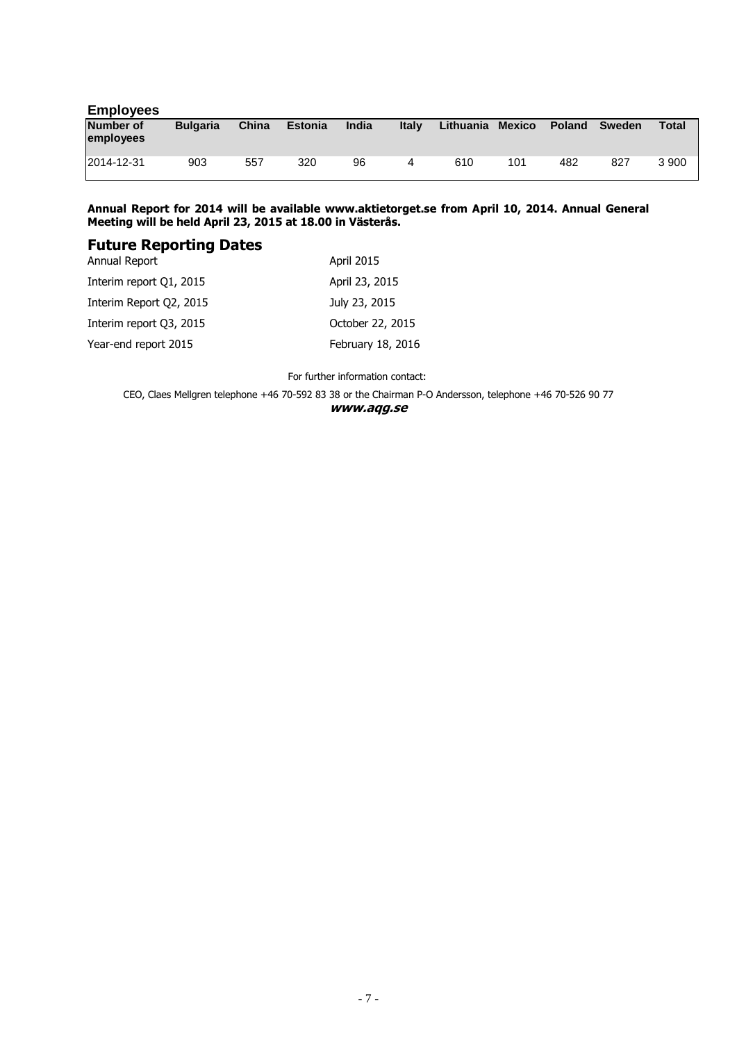## Employees

| Number of employees | Bulgaria | China | Estonia | India | Italy | Lithuania | Mexico | Poland | Sweden | Total |
|---|---|---|---|---|---|---|---|---|---|---|
| 2014-12-31 | 903 | 557 | 320 | 96 | 4 | 610 | 101 | 482 | 827 | 3 900 |

**Annual Report for 2014 will be available www.aktietorget.se from April 10, 2014. Annual General Meeting will be held April 23, 2015 at 18.00 in Västerås.**

## Future Reporting Dates

| | |
|---|---|
| Annual Report | April 2015 |
| Interim report Q1, 2015 | April 23, 2015 |
| Interim Report Q2, 2015 | July 23, 2015 |
| Interim report Q3, 2015 | October 22, 2015 |
| Year-end report 2015 | February 18, 2016 |

For further information contact:

CEO, Claes Mellgren telephone +46 70-592 83 38 or the Chairman P-O Andersson, telephone +46 70-526 90 77

***www.aqg.se***